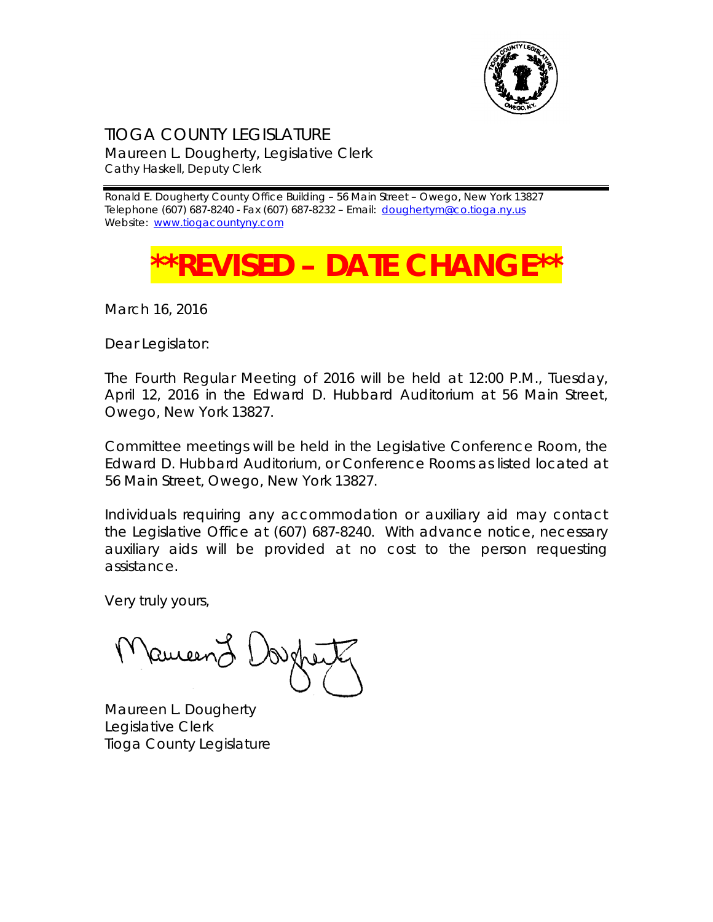# TIOGA COUNTY LEGISLATURE

Maureen L. Dougherty, Legislative Clerk
Cathy Haskell, Deputy Clerk

Ronald E. Dougherty County Office Building – 56 Main Street – Owego, New York 13827
Telephone (607) 687-8240 - Fax (607) 687-8232 – Email: doughertym@co.tioga.ny.us
Website: www.tiogacountyny.com

**\*\*REVISED – DATE CHANGE\*\***

March 16, 2016

Dear Legislator:

The Fourth Regular Meeting of 2016 will be held at 12:00 P.M., Tuesday, April 12, 2016 in the Edward D. Hubbard Auditorium at 56 Main Street, Owego, New York 13827.

Committee meetings will be held in the Legislative Conference Room, the Edward D. Hubbard Auditorium, or Conference Rooms as listed located at 56 Main Street, Owego, New York 13827.

Individuals requiring any accommodation or auxiliary aid may contact the Legislative Office at (607) 687-8240. With advance notice, necessary auxiliary aids will be provided at no cost to the person requesting assistance.

Very truly yours,

Maureen L. Dougherty
Legislative Clerk
Tioga County Legislature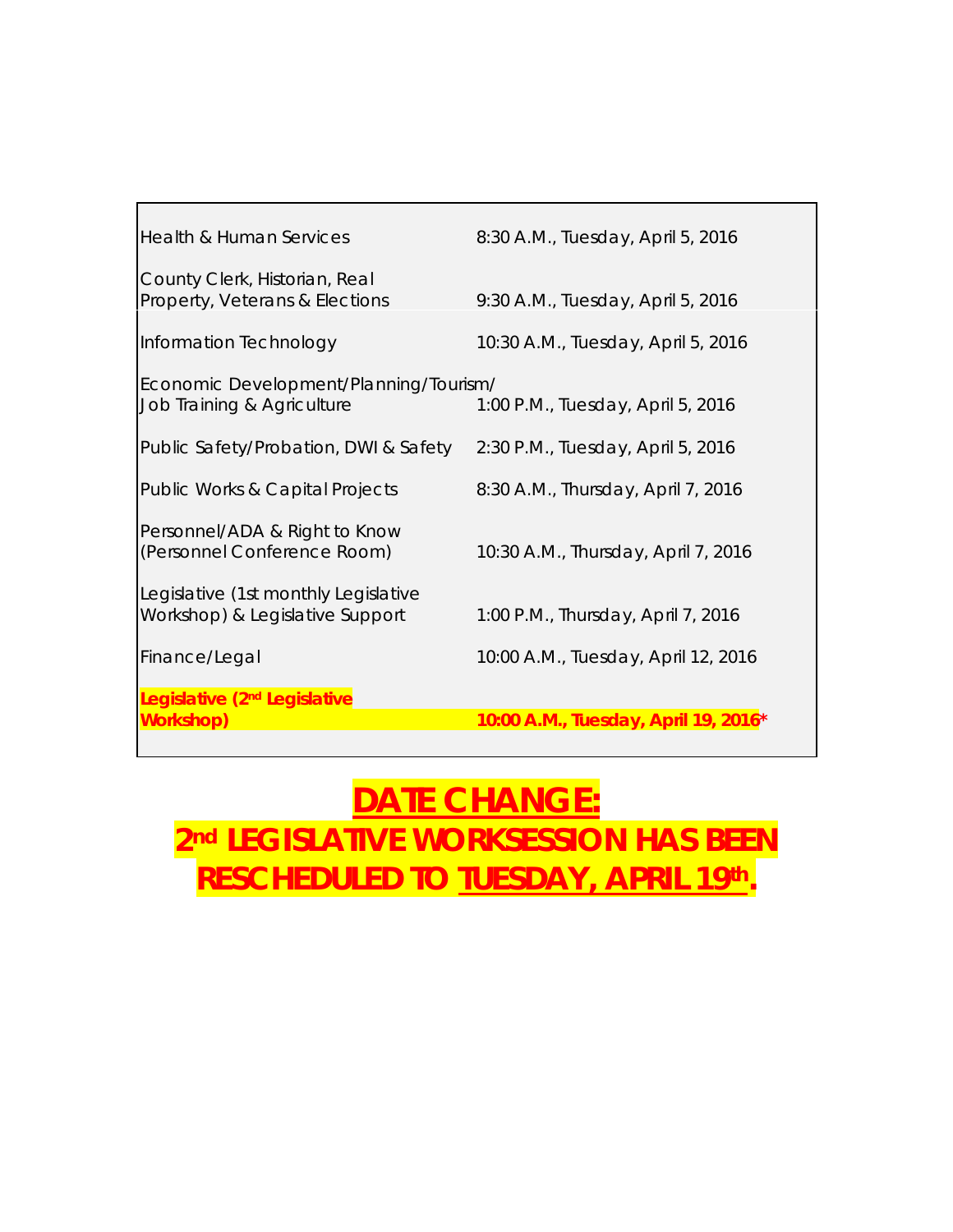| | |
|---|---|
| Health & Human Services | 8:30 A.M., Tuesday, April 5, 2016 |
| County Clerk, Historian, Real Property, Veterans & Elections | 9:30 A.M., Tuesday, April 5, 2016 |
| Information Technology | 10:30 A.M., Tuesday, April 5, 2016 |
| Economic Development/Planning/Tourism/ Job Training & Agriculture | 1:00 P.M., Tuesday, April 5, 2016 |
| Public Safety/Probation, DWI & Safety | 2:30 P.M., Tuesday, April 5, 2016 |
| Public Works & Capital Projects | 8:30 A.M., Thursday, April 7, 2016 |
| Personnel/ADA & Right to Know (Personnel Conference Room) | 10:30 A.M., Thursday, April 7, 2016 |
| Legislative (1st monthly Legislative Workshop) & Legislative Support | 1:00 P.M., Thursday, April 7, 2016 |
| Finance/Legal | 10:00 A.M., Tuesday, April 12, 2016 |
| **Legislative (2nd Legislative Workshop)** | **10:00 A.M., Tuesday, April 19, 2016*** |

# DATE CHANGE:

# 2nd LEGISLATIVE WORKSESSION HAS BEEN RESCHEDULED TO TUESDAY, APRIL 19th.